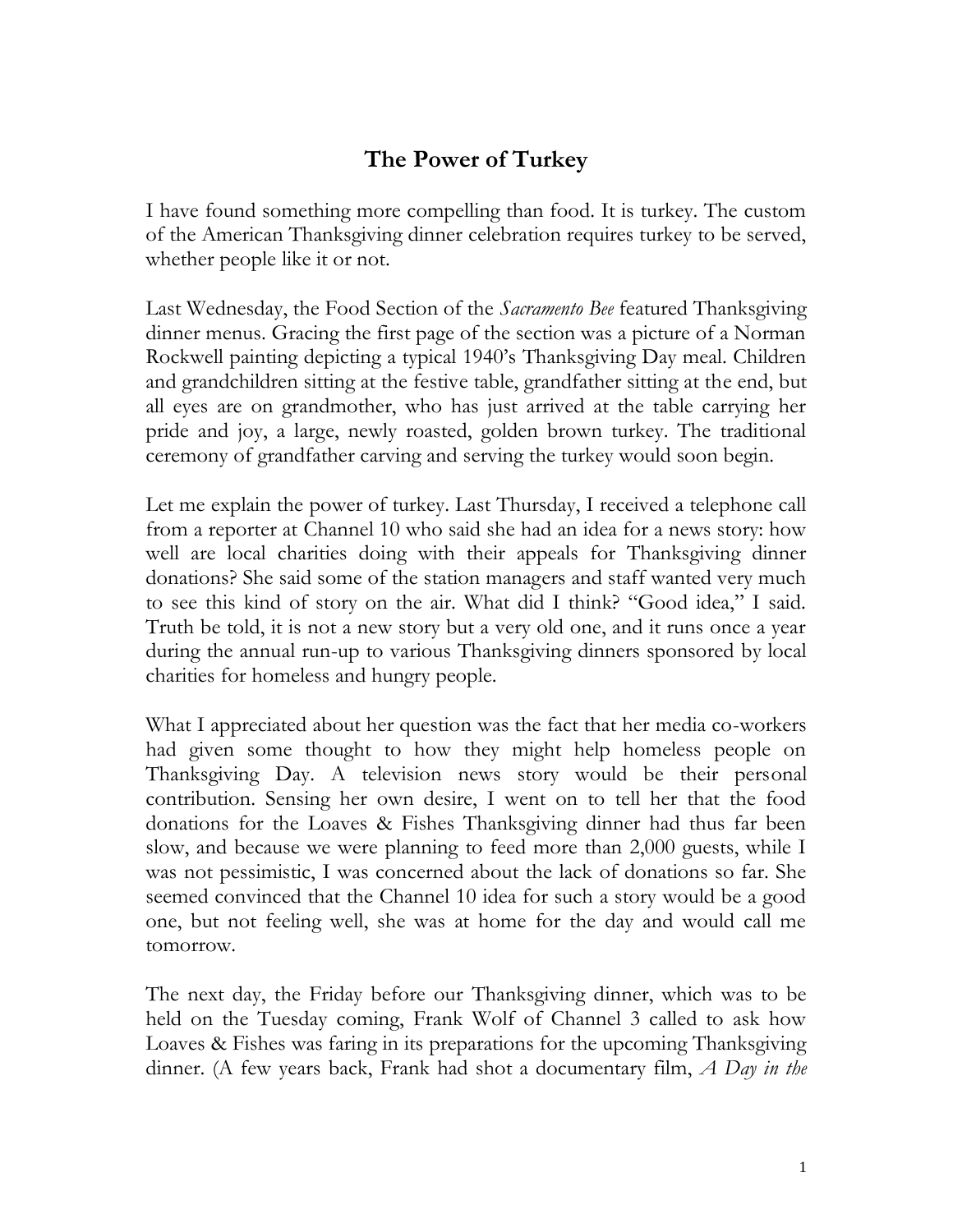# The Power of Turkey

I have found something more compelling than food. It is turkey. The custom of the American Thanksgiving dinner celebration requires turkey to be served, whether people like it or not.

Last Wednesday, the Food Section of the *Sacramento Bee* featured Thanksgiving dinner menus. Gracing the first page of the section was a picture of a Norman Rockwell painting depicting a typical 1940's Thanksgiving Day meal. Children and grandchildren sitting at the festive table, grandfather sitting at the end, but all eyes are on grandmother, who has just arrived at the table carrying her pride and joy, a large, newly roasted, golden brown turkey. The traditional ceremony of grandfather carving and serving the turkey would soon begin.

Let me explain the power of turkey. Last Thursday, I received a telephone call from a reporter at Channel 10 who said she had an idea for a news story: how well are local charities doing with their appeals for Thanksgiving dinner donations? She said some of the station managers and staff wanted very much to see this kind of story on the air. What did I think? "Good idea," I said. Truth be told, it is not a new story but a very old one, and it runs once a year during the annual run-up to various Thanksgiving dinners sponsored by local charities for homeless and hungry people.

What I appreciated about her question was the fact that her media co-workers had given some thought to how they might help homeless people on Thanksgiving Day. A television news story would be their personal contribution. Sensing her own desire, I went on to tell her that the food donations for the Loaves & Fishes Thanksgiving dinner had thus far been slow, and because we were planning to feed more than 2,000 guests, while I was not pessimistic, I was concerned about the lack of donations so far. She seemed convinced that the Channel 10 idea for such a story would be a good one, but not feeling well, she was at home for the day and would call me tomorrow.

The next day, the Friday before our Thanksgiving dinner, which was to be held on the Tuesday coming, Frank Wolf of Channel 3 called to ask how Loaves & Fishes was faring in its preparations for the upcoming Thanksgiving dinner. (A few years back, Frank had shot a documentary film, *A Day in the*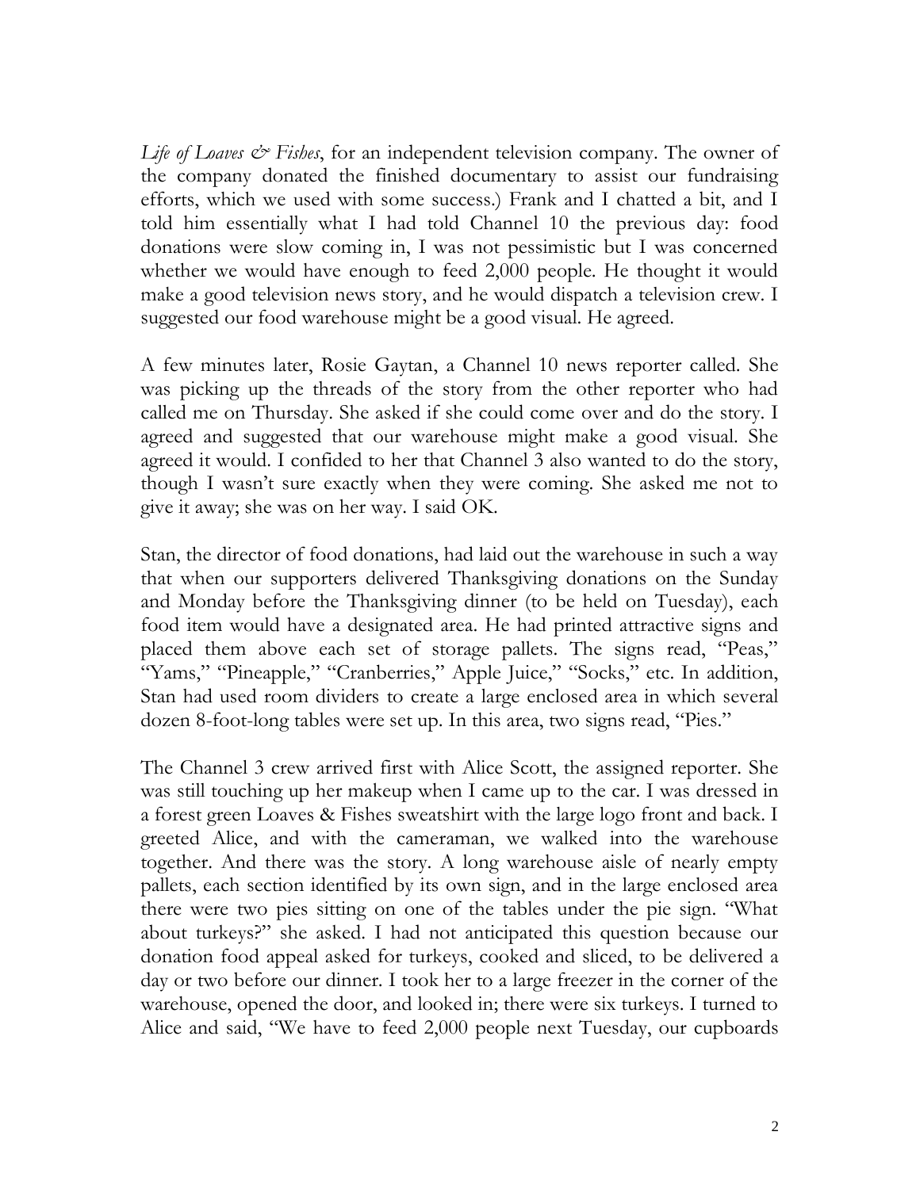*Life of Loaves & Fishes*, for an independent television company. The owner of the company donated the finished documentary to assist our fundraising efforts, which we used with some success.) Frank and I chatted a bit, and I told him essentially what I had told Channel 10 the previous day: food donations were slow coming in, I was not pessimistic but I was concerned whether we would have enough to feed 2,000 people. He thought it would make a good television news story, and he would dispatch a television crew. I suggested our food warehouse might be a good visual. He agreed.

A few minutes later, Rosie Gaytan, a Channel 10 news reporter called. She was picking up the threads of the story from the other reporter who had called me on Thursday. She asked if she could come over and do the story. I agreed and suggested that our warehouse might make a good visual. She agreed it would. I confided to her that Channel 3 also wanted to do the story, though I wasn't sure exactly when they were coming. She asked me not to give it away; she was on her way. I said OK.

Stan, the director of food donations, had laid out the warehouse in such a way that when our supporters delivered Thanksgiving donations on the Sunday and Monday before the Thanksgiving dinner (to be held on Tuesday), each food item would have a designated area. He had printed attractive signs and placed them above each set of storage pallets. The signs read, "Peas," "Yams," "Pineapple," "Cranberries," Apple Juice," "Socks," etc. In addition, Stan had used room dividers to create a large enclosed area in which several dozen 8-foot-long tables were set up. In this area, two signs read, "Pies."

The Channel 3 crew arrived first with Alice Scott, the assigned reporter. She was still touching up her makeup when I came up to the car. I was dressed in a forest green Loaves & Fishes sweatshirt with the large logo front and back. I greeted Alice, and with the cameraman, we walked into the warehouse together. And there was the story. A long warehouse aisle of nearly empty pallets, each section identified by its own sign, and in the large enclosed area there were two pies sitting on one of the tables under the pie sign. "What about turkeys?" she asked. I had not anticipated this question because our donation food appeal asked for turkeys, cooked and sliced, to be delivered a day or two before our dinner. I took her to a large freezer in the corner of the warehouse, opened the door, and looked in; there were six turkeys. I turned to Alice and said, "We have to feed 2,000 people next Tuesday, our cupboards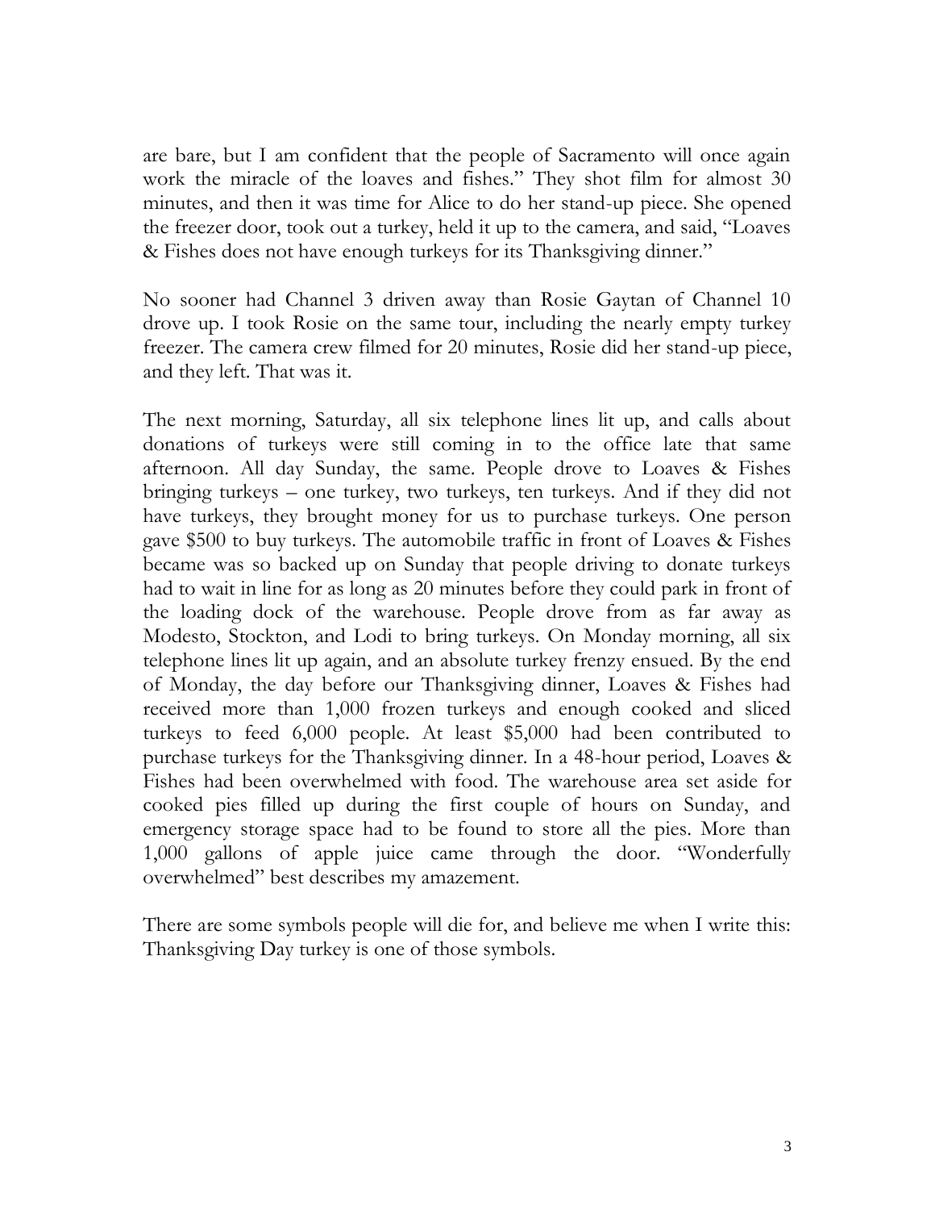are bare, but I am confident that the people of Sacramento will once again work the miracle of the loaves and fishes." They shot film for almost 30 minutes, and then it was time for Alice to do her stand-up piece. She opened the freezer door, took out a turkey, held it up to the camera, and said, "Loaves & Fishes does not have enough turkeys for its Thanksgiving dinner."

No sooner had Channel 3 driven away than Rosie Gaytan of Channel 10 drove up. I took Rosie on the same tour, including the nearly empty turkey freezer. The camera crew filmed for 20 minutes, Rosie did her stand-up piece, and they left. That was it.

The next morning, Saturday, all six telephone lines lit up, and calls about donations of turkeys were still coming in to the office late that same afternoon. All day Sunday, the same. People drove to Loaves & Fishes bringing turkeys – one turkey, two turkeys, ten turkeys. And if they did not have turkeys, they brought money for us to purchase turkeys. One person gave $500 to buy turkeys. The automobile traffic in front of Loaves & Fishes became was so backed up on Sunday that people driving to donate turkeys had to wait in line for as long as 20 minutes before they could park in front of the loading dock of the warehouse. People drove from as far away as Modesto, Stockton, and Lodi to bring turkeys. On Monday morning, all six telephone lines lit up again, and an absolute turkey frenzy ensued. By the end of Monday, the day before our Thanksgiving dinner, Loaves & Fishes had received more than 1,000 frozen turkeys and enough cooked and sliced turkeys to feed 6,000 people. At least $5,000 had been contributed to purchase turkeys for the Thanksgiving dinner. In a 48-hour period, Loaves & Fishes had been overwhelmed with food. The warehouse area set aside for cooked pies filled up during the first couple of hours on Sunday, and emergency storage space had to be found to store all the pies. More than 1,000 gallons of apple juice came through the door. "Wonderfully overwhelmed" best describes my amazement.

There are some symbols people will die for, and believe me when I write this: Thanksgiving Day turkey is one of those symbols.